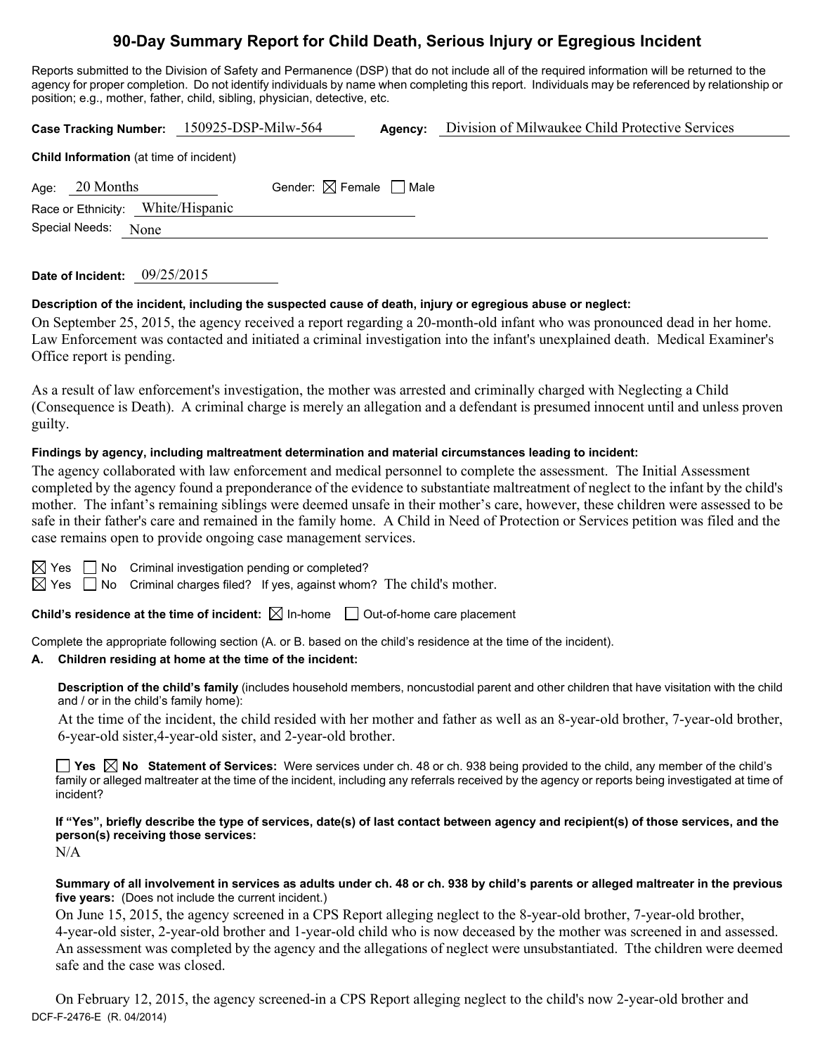# 90-Day Summary Report for Child Death, Serious Injury or Egregious Incident

Reports submitted to the Division of Safety and Permanence (DSP) that do not include all of the required information will be returned to the agency for proper completion. Do not identify individuals by name when completing this report. Individuals may be referenced by relationship or position; e.g., mother, father, child, sibling, physician, detective, etc.

**Case Tracking Number:** 150925-DSP-Milw-564 **Agency:** Division of Milwaukee Child Protective Services

**Child Information** (at time of incident)

Age: 20 Months Gender: ☒ Female ☐ Male

Race or Ethnicity: White/Hispanic

Special Needs: None

**Date of Incident:** 09/25/2015

**Description of the incident, including the suspected cause of death, injury or egregious abuse or neglect:**

On September 25, 2015, the agency received a report regarding a 20-month-old infant who was pronounced dead in her home. Law Enforcement was contacted and initiated a criminal investigation into the infant's unexplained death. Medical Examiner's Office report is pending.

As a result of law enforcement's investigation, the mother was arrested and criminally charged with Neglecting a Child (Consequence is Death). A criminal charge is merely an allegation and a defendant is presumed innocent until and unless proven guilty.

**Findings by agency, including maltreatment determination and material circumstances leading to incident:**

The agency collaborated with law enforcement and medical personnel to complete the assessment. The Initial Assessment completed by the agency found a preponderance of the evidence to substantiate maltreatment of neglect to the infant by the child's mother. The infant's remaining siblings were deemed unsafe in their mother's care, however, these children were assessed to be safe in their father's care and remained in the family home. A Child in Need of Protection or Services petition was filed and the case remains open to provide ongoing case management services.

☒ Yes ☐ No Criminal investigation pending or completed?

☒ Yes ☐ No Criminal charges filed? If yes, against whom? The child's mother.

**Child's residence at the time of incident:** ☒ In-home ☐ Out-of-home care placement

Complete the appropriate following section (A. or B. based on the child's residence at the time of the incident).

**A. Children residing at home at the time of the incident:**

**Description of the child's family** (includes household members, noncustodial parent and other children that have visitation with the child and / or in the child's family home):

At the time of the incident, the child resided with her mother and father as well as an 8-year-old brother, 7-year-old brother, 6-year-old sister,4-year-old sister, and 2-year-old brother.

☐ **Yes** ☒ **No Statement of Services:** Were services under ch. 48 or ch. 938 being provided to the child, any member of the child's family or alleged maltreater at the time of the incident, including any referrals received by the agency or reports being investigated at time of incident?

**If "Yes", briefly describe the type of services, date(s) of last contact between agency and recipient(s) of those services, and the person(s) receiving those services:**

N/A

**Summary of all involvement in services as adults under ch. 48 or ch. 938 by child's parents or alleged maltreater in the previous five years:** (Does not include the current incident.)

On June 15, 2015, the agency screened in a CPS Report alleging neglect to the 8-year-old brother, 7-year-old brother, 4-year-old sister, 2-year-old brother and 1-year-old child who is now deceased by the mother was screened in and assessed. An assessment was completed by the agency and the allegations of neglect were unsubstantiated. Tthe children were deemed safe and the case was closed.

On February 12, 2015, the agency screened-in a CPS Report alleging neglect to the child's now 2-year-old brother and

DCF-F-2476-E (R. 04/2014)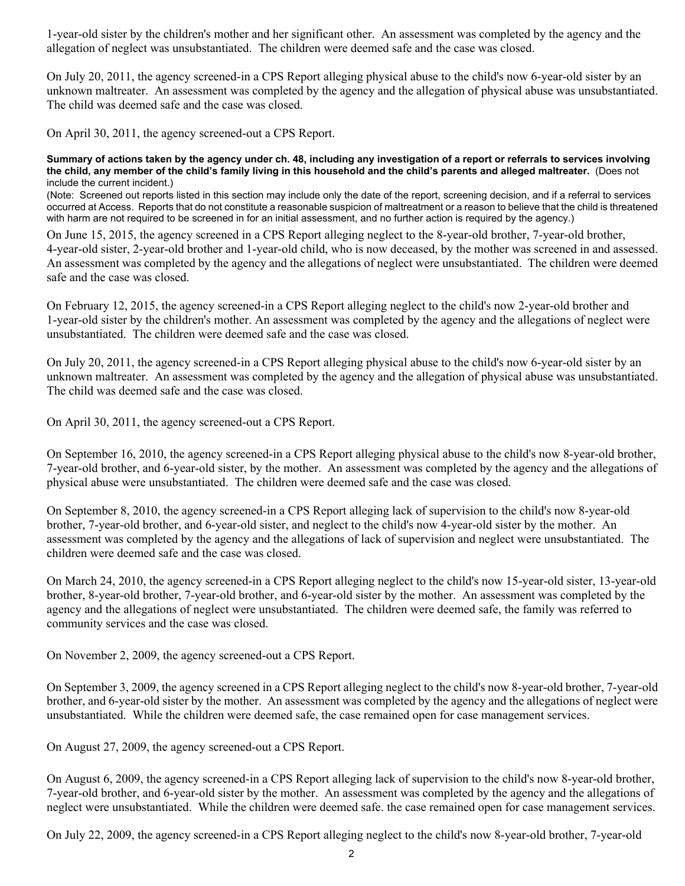1-year-old sister by the children's mother and her significant other. An assessment was completed by the agency and the allegation of neglect was unsubstantiated. The children were deemed safe and the case was closed.

On July 20, 2011, the agency screened-in a CPS Report alleging physical abuse to the child's now 6-year-old sister by an unknown maltreater. An assessment was completed by the agency and the allegation of physical abuse was unsubstantiated. The child was deemed safe and the case was closed.

On April 30, 2011, the agency screened-out a CPS Report.

**Summary of actions taken by the agency under ch. 48, including any investigation of a report or referrals to services involving the child, any member of the child's family living in this household and the child's parents and alleged maltreater.** (Does not include the current incident.)
(Note: Screened out reports listed in this section may include only the date of the report, screening decision, and if a referral to services occurred at Access. Reports that do not constitute a reasonable suspicion of maltreatment or a reason to believe that the child is threatened with harm are not required to be screened in for an initial assessment, and no further action is required by the agency.)

On June 15, 2015, the agency screened in a CPS Report alleging neglect to the 8-year-old brother, 7-year-old brother, 4-year-old sister, 2-year-old brother and 1-year-old child, who is now deceased, by the mother was screened in and assessed. An assessment was completed by the agency and the allegations of neglect were unsubstantiated. The children were deemed safe and the case was closed.

On February 12, 2015, the agency screened-in a CPS Report alleging neglect to the child's now 2-year-old brother and 1-year-old sister by the children's mother. An assessment was completed by the agency and the allegations of neglect were unsubstantiated. The children were deemed safe and the case was closed.

On July 20, 2011, the agency screened-in a CPS Report alleging physical abuse to the child's now 6-year-old sister by an unknown maltreater. An assessment was completed by the agency and the allegation of physical abuse was unsubstantiated. The child was deemed safe and the case was closed.

On April 30, 2011, the agency screened-out a CPS Report.

On September 16, 2010, the agency screened-in a CPS Report alleging physical abuse to the child's now 8-year-old brother, 7-year-old brother, and 6-year-old sister, by the mother. An assessment was completed by the agency and the allegations of physical abuse were unsubstantiated. The children were deemed safe and the case was closed.

On September 8, 2010, the agency screened-in a CPS Report alleging lack of supervision to the child's now 8-year-old brother, 7-year-old brother, and 6-year-old sister, and neglect to the child's now 4-year-old sister by the mother. An assessment was completed by the agency and the allegations of lack of supervision and neglect were unsubstantiated. The children were deemed safe and the case was closed.

On March 24, 2010, the agency screened-in a CPS Report alleging neglect to the child's now 15-year-old sister, 13-year-old brother, 8-year-old brother, 7-year-old brother, and 6-year-old sister by the mother. An assessment was completed by the agency and the allegations of neglect were unsubstantiated. The children were deemed safe, the family was referred to community services and the case was closed.

On November 2, 2009, the agency screened-out a CPS Report.

On September 3, 2009, the agency screened in a CPS Report alleging neglect to the child's now 8-year-old brother, 7-year-old brother, and 6-year-old sister by the mother. An assessment was completed by the agency and the allegations of neglect were unsubstantiated. While the children were deemed safe, the case remained open for case management services.

On August 27, 2009, the agency screened-out a CPS Report.

On August 6, 2009, the agency screened-in a CPS Report alleging lack of supervision to the child's now 8-year-old brother, 7-year-old brother, and 6-year-old sister by the mother. An assessment was completed by the agency and the allegations of neglect were unsubstantiated. While the children were deemed safe. the case remained open for case management services.

On July 22, 2009, the agency screened-in a CPS Report alleging neglect to the child's now 8-year-old brother, 7-year-old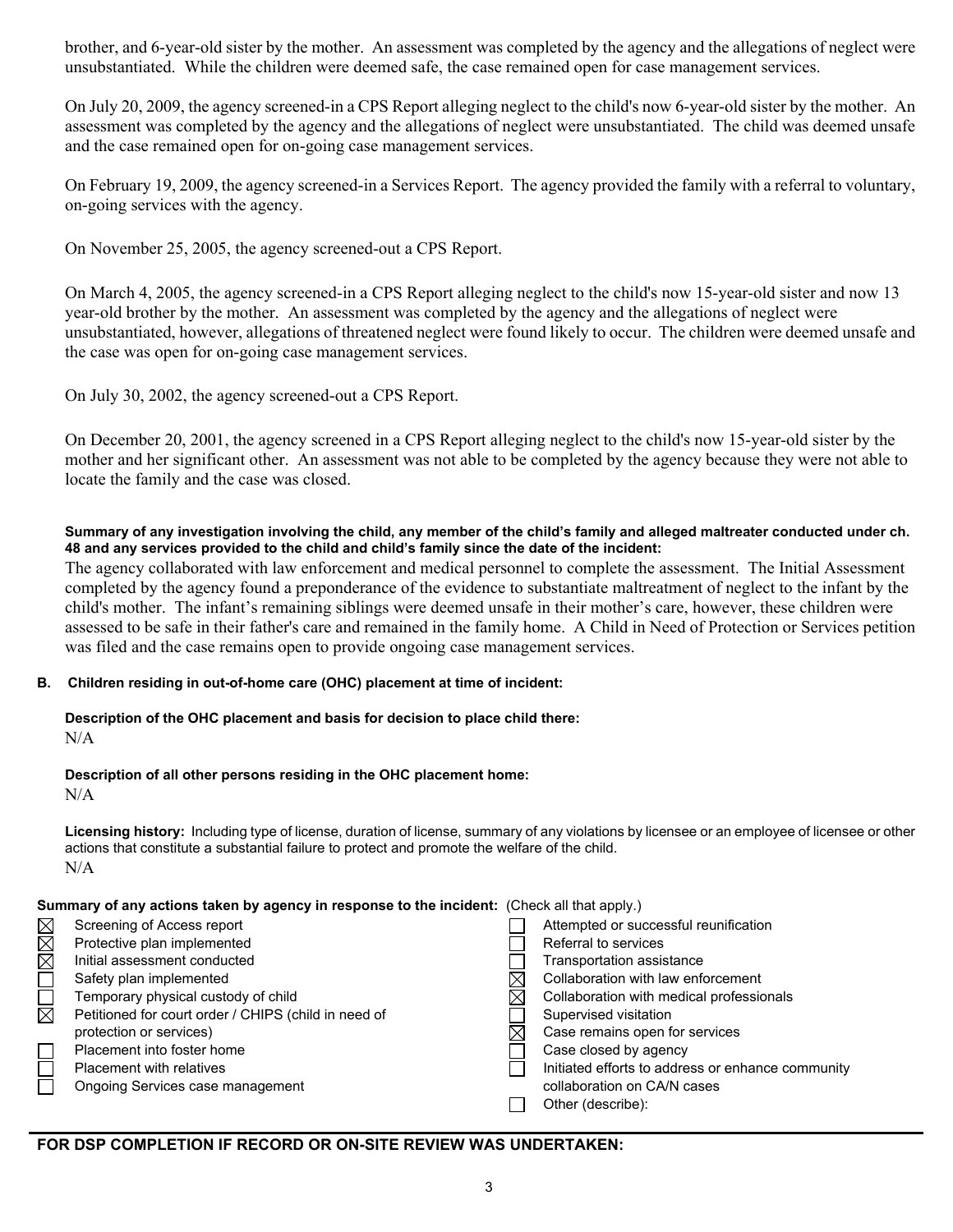brother, and 6-year-old sister by the mother. An assessment was completed by the agency and the allegations of neglect were unsubstantiated. While the children were deemed safe, the case remained open for case management services.

On July 20, 2009, the agency screened-in a CPS Report alleging neglect to the child's now 6-year-old sister by the mother. An assessment was completed by the agency and the allegations of neglect were unsubstantiated. The child was deemed unsafe and the case remained open for on-going case management services.

On February 19, 2009, the agency screened-in a Services Report. The agency provided the family with a referral to voluntary, on-going services with the agency.

On November 25, 2005, the agency screened-out a CPS Report.

On March 4, 2005, the agency screened-in a CPS Report alleging neglect to the child's now 15-year-old sister and now 13 year-old brother by the mother. An assessment was completed by the agency and the allegations of neglect were unsubstantiated, however, allegations of threatened neglect were found likely to occur. The children were deemed unsafe and the case was open for on-going case management services.

On July 30, 2002, the agency screened-out a CPS Report.

On December 20, 2001, the agency screened in a CPS Report alleging neglect to the child's now 15-year-old sister by the mother and her significant other. An assessment was not able to be completed by the agency because they were not able to locate the family and the case was closed.

**Summary of any investigation involving the child, any member of the child's family and alleged maltreater conducted under ch. 48 and any services provided to the child and child's family since the date of the incident:**

The agency collaborated with law enforcement and medical personnel to complete the assessment. The Initial Assessment completed by the agency found a preponderance of the evidence to substantiate maltreatment of neglect to the infant by the child's mother. The infant's remaining siblings were deemed unsafe in their mother's care, however, these children were assessed to be safe in their father's care and remained in the family home. A Child in Need of Protection or Services petition was filed and the case remains open to provide ongoing case management services.

**B. Children residing in out-of-home care (OHC) placement at time of incident:**

**Description of the OHC placement and basis for decision to place child there:**
N/A

**Description of all other persons residing in the OHC placement home:**
N/A

**Licensing history:** Including type of license, duration of license, summary of any violations by licensee or an employee of licensee or other actions that constitute a substantial failure to protect and promote the welfare of the child.
N/A

**Summary of any actions taken by agency in response to the incident:** (Check all that apply.)

- ☒ Screening of Access report
- ☒ Protective plan implemented
- ☒ Initial assessment conducted
- ☐ Safety plan implemented
- ☐ Temporary physical custody of child
- ☒ Petitioned for court order / CHIPS (child in need of protection or services)
- ☐ Placement into foster home
- ☐ Placement with relatives
- ☐ Ongoing Services case management
- ☐ Attempted or successful reunification
- ☐ Referral to services
- ☐ Transportation assistance
- ☒ Collaboration with law enforcement
- ☒ Collaboration with medical professionals
- ☐ Supervised visitation
- ☒ Case remains open for services
- ☐ Case closed by agency
- ☐ Initiated efforts to address or enhance community collaboration on CA/N cases
- ☐ Other (describe):

**FOR DSP COMPLETION IF RECORD OR ON-SITE REVIEW WAS UNDERTAKEN:**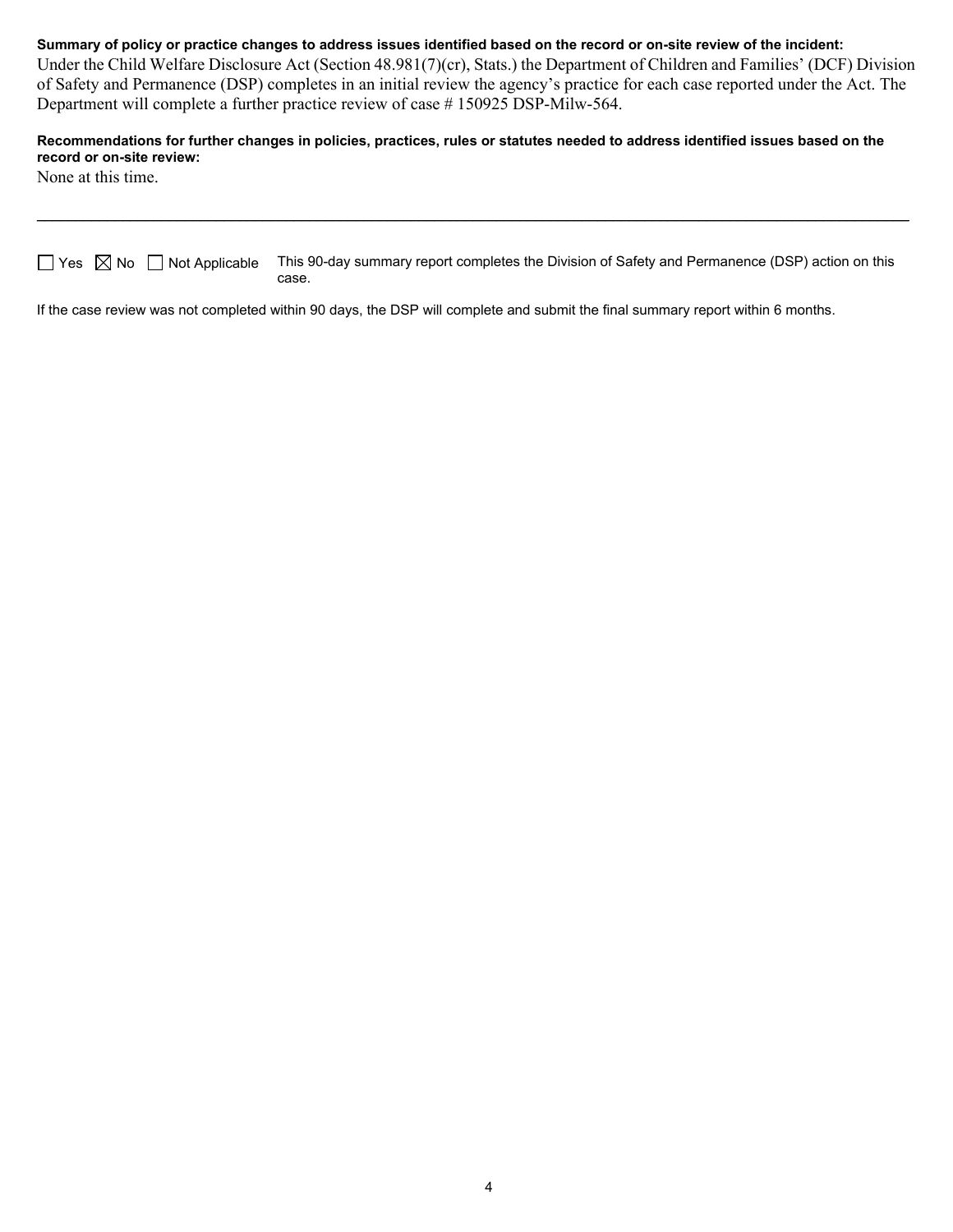**Summary of policy or practice changes to address issues identified based on the record or on-site review of the incident:**

Under the Child Welfare Disclosure Act (Section 48.981(7)(cr), Stats.) the Department of Children and Families' (DCF) Division of Safety and Permanence (DSP) completes in an initial review the agency's practice for each case reported under the Act. The Department will complete a further practice review of case # 150925 DSP-Milw-564.

**Recommendations for further changes in policies, practices, rules or statutes needed to address identified issues based on the record or on-site review:**

None at this time.

---

☐ Yes ☒ No ☐ Not Applicable This 90-day summary report completes the Division of Safety and Permanence (DSP) action on this case.

If the case review was not completed within 90 days, the DSP will complete and submit the final summary report within 6 months.